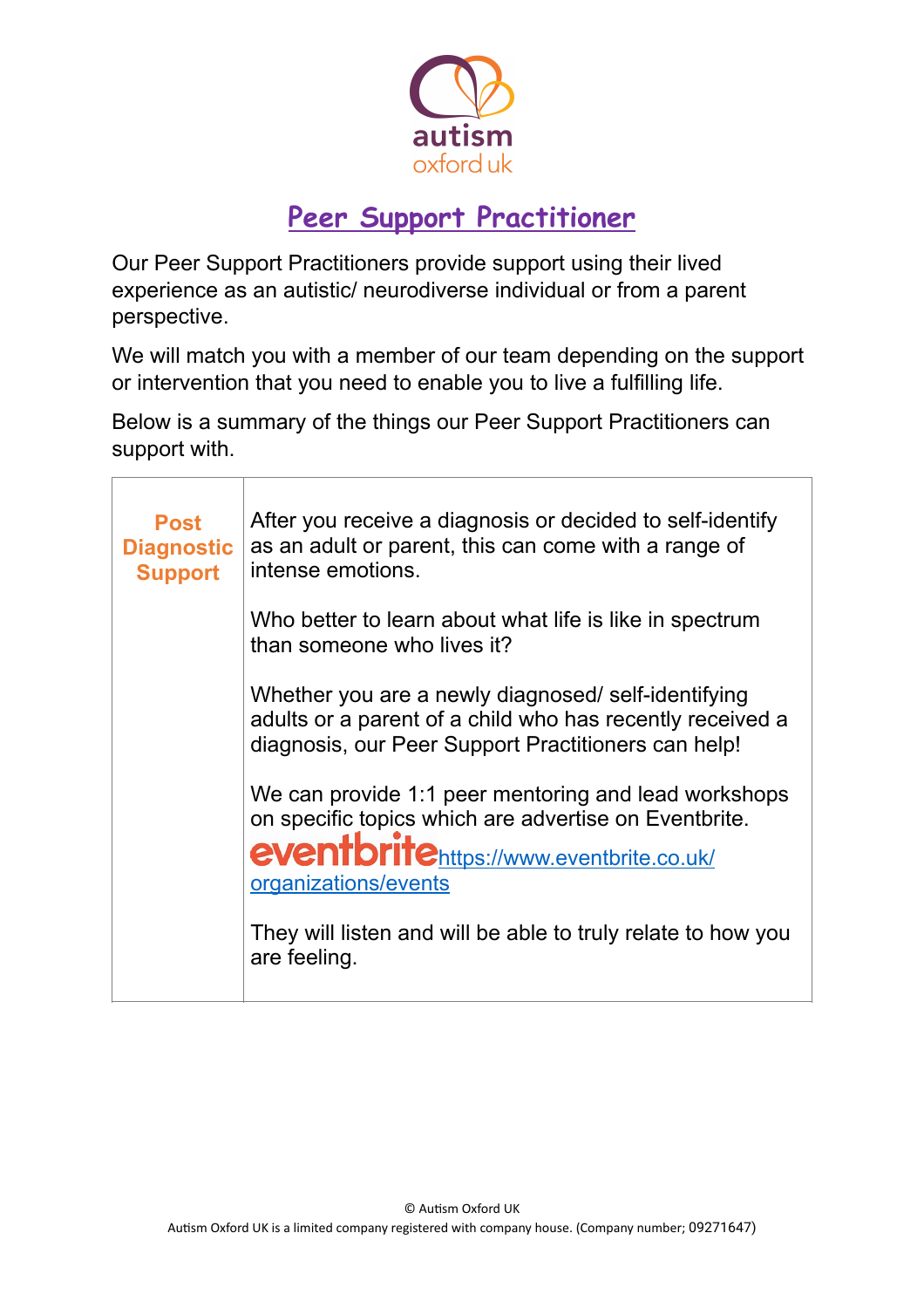autism
oxford uk

# Peer Support Practitioner

Our Peer Support Practitioners provide support using their lived experience as an autistic/ neurodiverse individual or from a parent perspective.

We will match you with a member of our team depending on the support or intervention that you need to enable you to live a fulfilling life.

Below is a summary of the things our Peer Support Practitioners can support with.

| | |
|---|---|
| **Post Diagnostic Support** | After you receive a diagnosis or decided to self-identify as an adult or parent, this can come with a range of intense emotions.<br><br>Who better to learn about what life is like in spectrum than someone who lives it?<br><br>Whether you are a newly diagnosed/ self-identifying adults or a parent of a child who has recently received a diagnosis, our Peer Support Practitioners can help!<br><br>We can provide 1:1 peer mentoring and lead workshops on specific topics which are advertise on Eventbrite.<br>eventbrite [https://www.eventbrite.co.uk/organizations/events](https://www.eventbrite.co.uk/organizations/events)<br><br>They will listen and will be able to truly relate to how you are feeling. |

© Autism Oxford UK
Autism Oxford UK is a limited company registered with company house. (Company number; 09271647)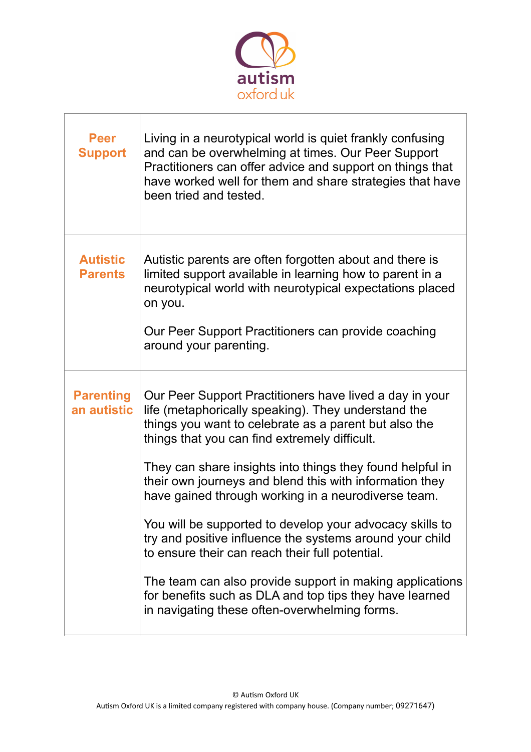autism
oxford uk

| | |
|---|---|
| **Peer Support** | Living in a neurotypical world is quiet frankly confusing and can be overwhelming at times. Our Peer Support Practitioners can offer advice and support on things that have worked well for them and share strategies that have been tried and tested. |
| **Autistic Parents** | Autistic parents are often forgotten about and there is limited support available in learning how to parent in a neurotypical world with neurotypical expectations placed on you.<br><br>Our Peer Support Practitioners can provide coaching around your parenting. |
| **Parenting an autistic** | Our Peer Support Practitioners have lived a day in your life (metaphorically speaking). They understand the things you want to celebrate as a parent but also the things that you can find extremely difficult.<br><br>They can share insights into things they found helpful in their own journeys and blend this with information they have gained through working in a neurodiverse team.<br><br>You will be supported to develop your advocacy skills to try and positive influence the systems around your child to ensure their can reach their full potential.<br><br>The team can also provide support in making applications for benefits such as DLA and top tips they have learned in navigating these often-overwhelming forms. |

© Autism Oxford UK
Autism Oxford UK is a limited company registered with company house. (Company number; 09271647)